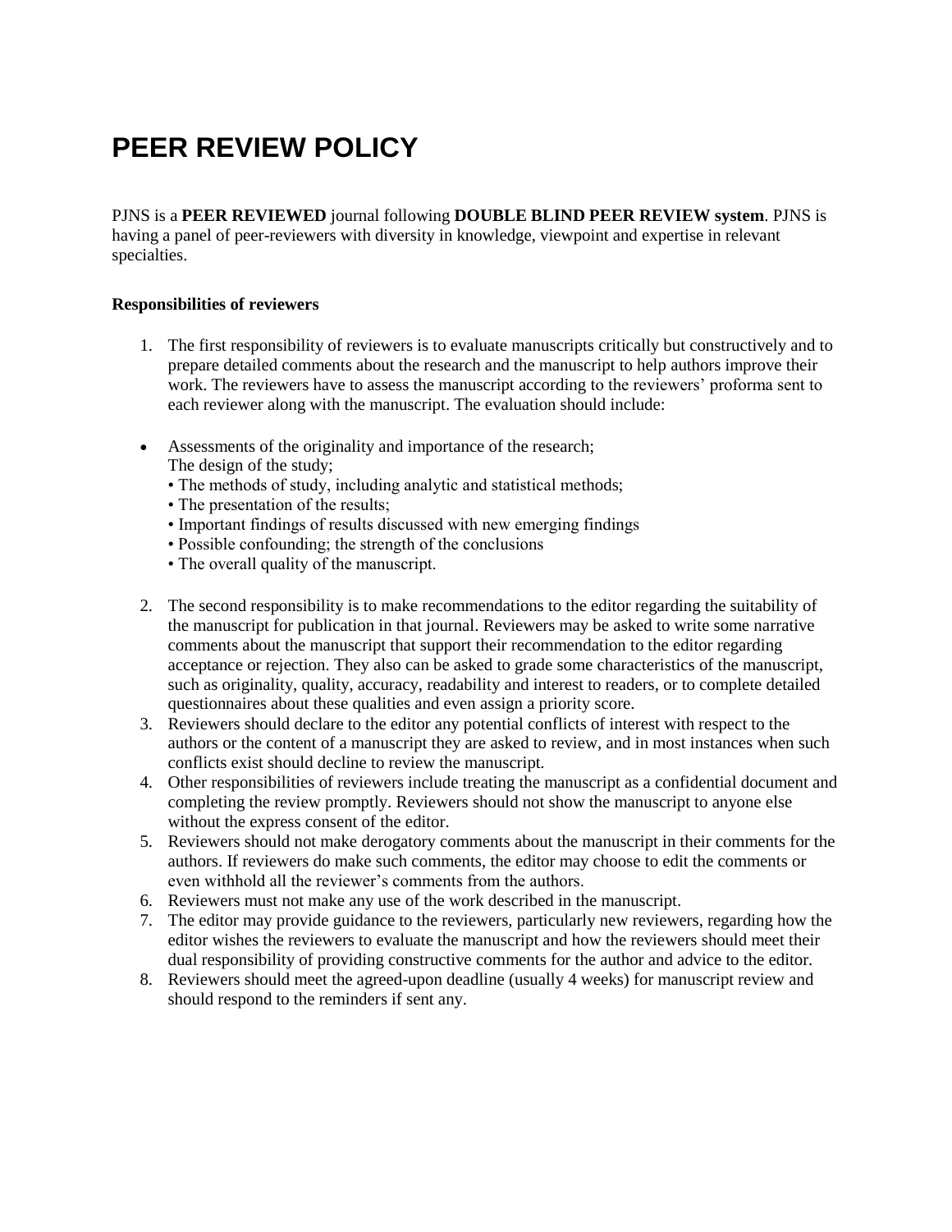# PEER REVIEW POLICY

PJNS is a **PEER REVIEWED** journal following **DOUBLE BLIND PEER REVIEW system**. PJNS is having a panel of peer-reviewers with diversity in knowledge, viewpoint and expertise in relevant specialties.

**Responsibilities of reviewers**

1. The first responsibility of reviewers is to evaluate manuscripts critically but constructively and to prepare detailed comments about the research and the manuscript to help authors improve their work. The reviewers have to assess the manuscript according to the reviewers' proforma sent to each reviewer along with the manuscript. The evaluation should include:

- Assessments of the originality and importance of the research;
  The design of the study;
  • The methods of study, including analytic and statistical methods;
  • The presentation of the results;
  • Important findings of results discussed with new emerging findings
  • Possible confounding; the strength of the conclusions
  • The overall quality of the manuscript.

2. The second responsibility is to make recommendations to the editor regarding the suitability of the manuscript for publication in that journal. Reviewers may be asked to write some narrative comments about the manuscript that support their recommendation to the editor regarding acceptance or rejection. They also can be asked to grade some characteristics of the manuscript, such as originality, quality, accuracy, readability and interest to readers, or to complete detailed questionnaires about these qualities and even assign a priority score.
3. Reviewers should declare to the editor any potential conflicts of interest with respect to the authors or the content of a manuscript they are asked to review, and in most instances when such conflicts exist should decline to review the manuscript.
4. Other responsibilities of reviewers include treating the manuscript as a confidential document and completing the review promptly. Reviewers should not show the manuscript to anyone else without the express consent of the editor.
5. Reviewers should not make derogatory comments about the manuscript in their comments for the authors. If reviewers do make such comments, the editor may choose to edit the comments or even withhold all the reviewer's comments from the authors.
6. Reviewers must not make any use of the work described in the manuscript.
7. The editor may provide guidance to the reviewers, particularly new reviewers, regarding how the editor wishes the reviewers to evaluate the manuscript and how the reviewers should meet their dual responsibility of providing constructive comments for the author and advice to the editor.
8. Reviewers should meet the agreed-upon deadline (usually 4 weeks) for manuscript review and should respond to the reminders if sent any.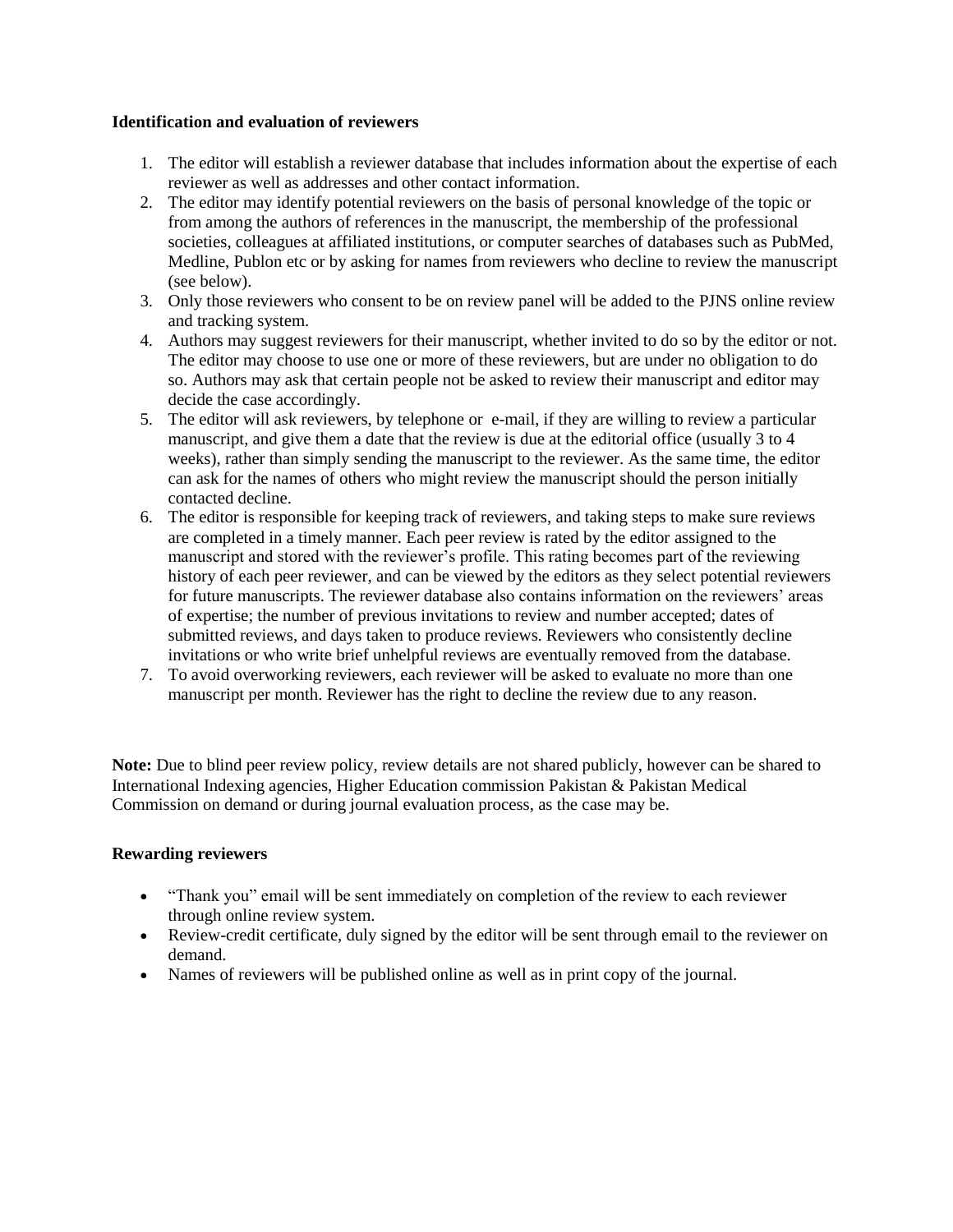**Identification and evaluation of reviewers**

1. The editor will establish a reviewer database that includes information about the expertise of each reviewer as well as addresses and other contact information.
2. The editor may identify potential reviewers on the basis of personal knowledge of the topic or from among the authors of references in the manuscript, the membership of the professional societies, colleagues at affiliated institutions, or computer searches of databases such as PubMed, Medline, Publon etc or by asking for names from reviewers who decline to review the manuscript (see below).
3. Only those reviewers who consent to be on review panel will be added to the PJNS online review and tracking system.
4. Authors may suggest reviewers for their manuscript, whether invited to do so by the editor or not. The editor may choose to use one or more of these reviewers, but are under no obligation to do so. Authors may ask that certain people not be asked to review their manuscript and editor may decide the case accordingly.
5. The editor will ask reviewers, by telephone or e-mail, if they are willing to review a particular manuscript, and give them a date that the review is due at the editorial office (usually 3 to 4 weeks), rather than simply sending the manuscript to the reviewer. As the same time, the editor can ask for the names of others who might review the manuscript should the person initially contacted decline.
6. The editor is responsible for keeping track of reviewers, and taking steps to make sure reviews are completed in a timely manner. Each peer review is rated by the editor assigned to the manuscript and stored with the reviewer's profile. This rating becomes part of the reviewing history of each peer reviewer, and can be viewed by the editors as they select potential reviewers for future manuscripts. The reviewer database also contains information on the reviewers' areas of expertise; the number of previous invitations to review and number accepted; dates of submitted reviews, and days taken to produce reviews. Reviewers who consistently decline invitations or who write brief unhelpful reviews are eventually removed from the database.
7. To avoid overworking reviewers, each reviewer will be asked to evaluate no more than one manuscript per month. Reviewer has the right to decline the review due to any reason.

**Note:** Due to blind peer review policy, review details are not shared publicly, however can be shared to International Indexing agencies, Higher Education commission Pakistan & Pakistan Medical Commission on demand or during journal evaluation process, as the case may be.

**Rewarding reviewers**

- "Thank you" email will be sent immediately on completion of the review to each reviewer through online review system.
- Review-credit certificate, duly signed by the editor will be sent through email to the reviewer on demand.
- Names of reviewers will be published online as well as in print copy of the journal.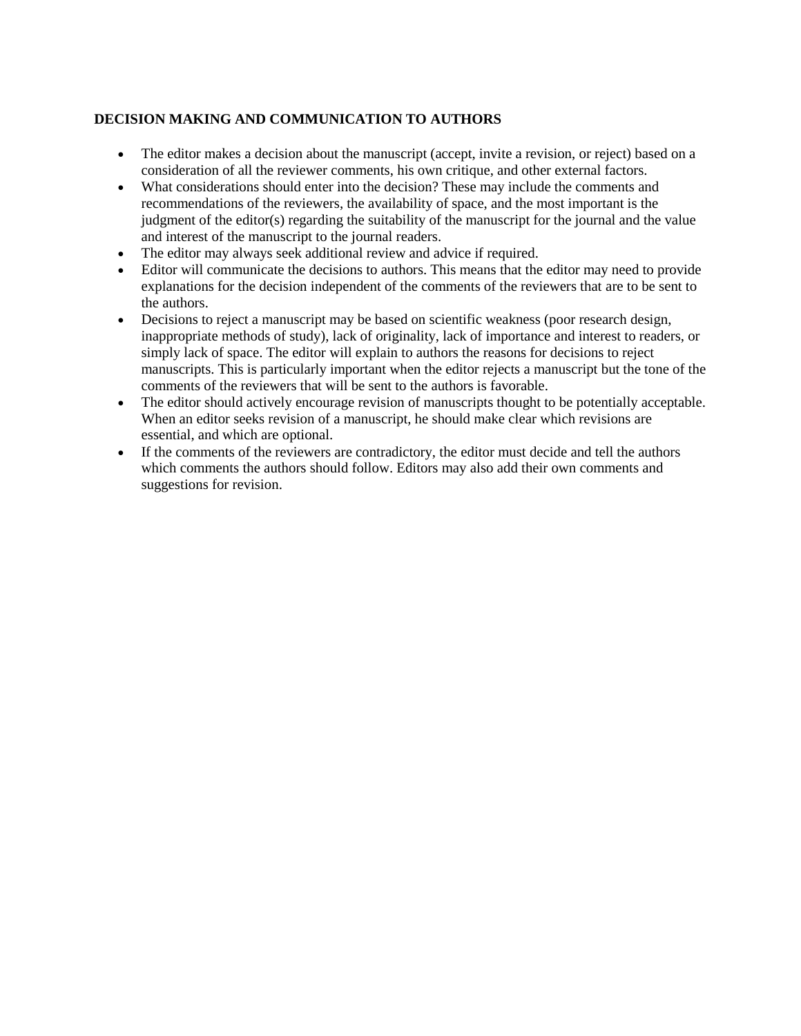**DECISION MAKING AND COMMUNICATION TO AUTHORS**

- The editor makes a decision about the manuscript (accept, invite a revision, or reject) based on a consideration of all the reviewer comments, his own critique, and other external factors.
- What considerations should enter into the decision? These may include the comments and recommendations of the reviewers, the availability of space, and the most important is the judgment of the editor(s) regarding the suitability of the manuscript for the journal and the value and interest of the manuscript to the journal readers.
- The editor may always seek additional review and advice if required.
- Editor will communicate the decisions to authors. This means that the editor may need to provide explanations for the decision independent of the comments of the reviewers that are to be sent to the authors.
- Decisions to reject a manuscript may be based on scientific weakness (poor research design, inappropriate methods of study), lack of originality, lack of importance and interest to readers, or simply lack of space. The editor will explain to authors the reasons for decisions to reject manuscripts. This is particularly important when the editor rejects a manuscript but the tone of the comments of the reviewers that will be sent to the authors is favorable.
- The editor should actively encourage revision of manuscripts thought to be potentially acceptable. When an editor seeks revision of a manuscript, he should make clear which revisions are essential, and which are optional.
- If the comments of the reviewers are contradictory, the editor must decide and tell the authors which comments the authors should follow. Editors may also add their own comments and suggestions for revision.